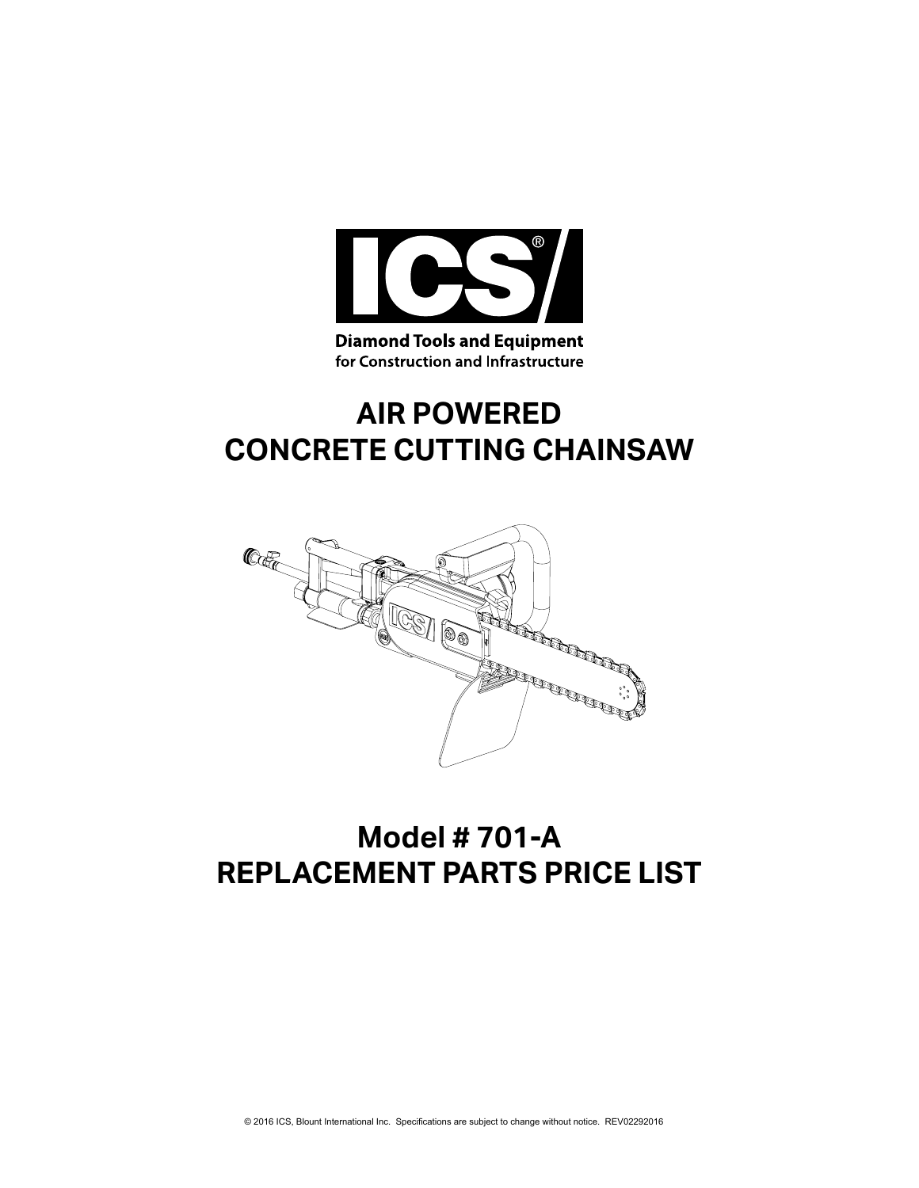ICS®

**Diamond Tools and Equipment**
for Construction and Infrastructure

# AIR POWERED CONCRETE CUTTING CHAINSAW

# Model # 701-A REPLACEMENT PARTS PRICE LIST

© 2016 ICS, Blount International Inc. Specifications are subject to change without notice. REV02292016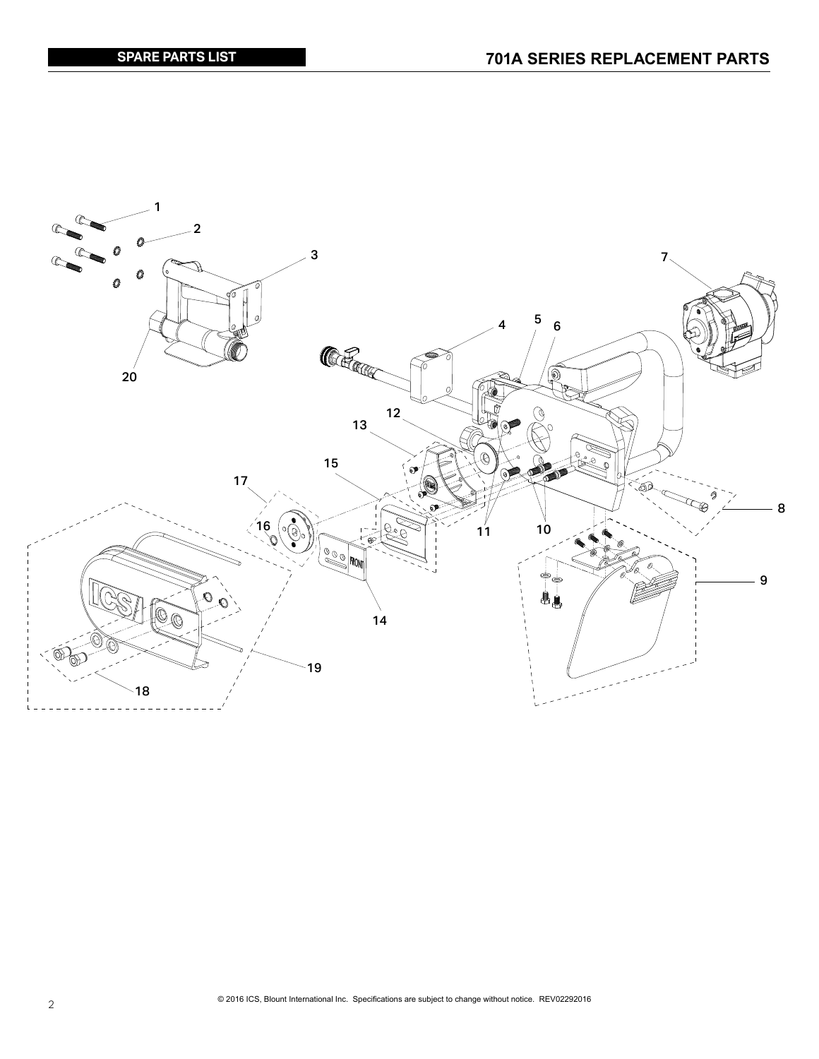**SPARE PARTS LIST**

# 701A SERIES REPLACEMENT PARTS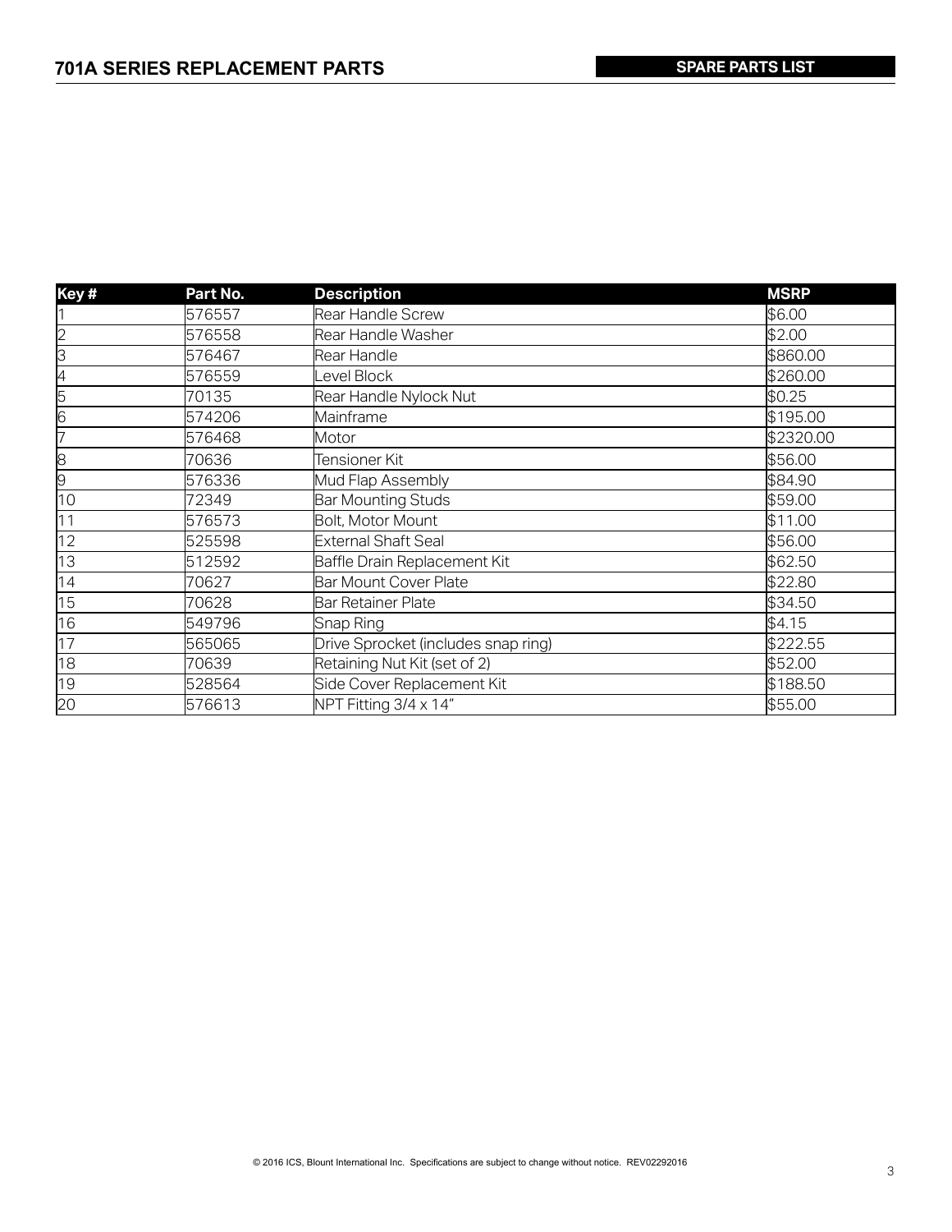# 701A SERIES REPLACEMENT PARTS

**SPARE PARTS LIST**

| Key # | Part No. | Description | MSRP |
| --- | --- | --- | --- |
| 1 | 576557 | Rear Handle Screw | $6.00 |
| 2 | 576558 | Rear Handle Washer | $2.00 |
| 3 | 576467 | Rear Handle | $860.00 |
| 4 | 576559 | Level Block | $260.00 |
| 5 | 70135 | Rear Handle Nylock Nut | $0.25 |
| 6 | 574206 | Mainframe | $195.00 |
| 7 | 576468 | Motor | $2320.00 |
| 8 | 70636 | Tensioner Kit | $56.00 |
| 9 | 576336 | Mud Flap Assembly | $84.90 |
| 10 | 72349 | Bar Mounting Studs | $59.00 |
| 11 | 576573 | Bolt, Motor Mount | $11.00 |
| 12 | 525598 | External Shaft Seal | $56.00 |
| 13 | 512592 | Baffle Drain Replacement Kit | $62.50 |
| 14 | 70627 | Bar Mount Cover Plate | $22.80 |
| 15 | 70628 | Bar Retainer Plate | $34.50 |
| 16 | 549796 | Snap Ring | $4.15 |
| 17 | 565065 | Drive Sprocket (includes snap ring) | $222.55 |
| 18 | 70639 | Retaining Nut Kit (set of 2) | $52.00 |
| 19 | 528564 | Side Cover Replacement Kit | $188.50 |
| 20 | 576613 | NPT Fitting 3/4 x 14" | $55.00 |

© 2016 ICS, Blount International Inc. Specifications are subject to change without notice. REV02292016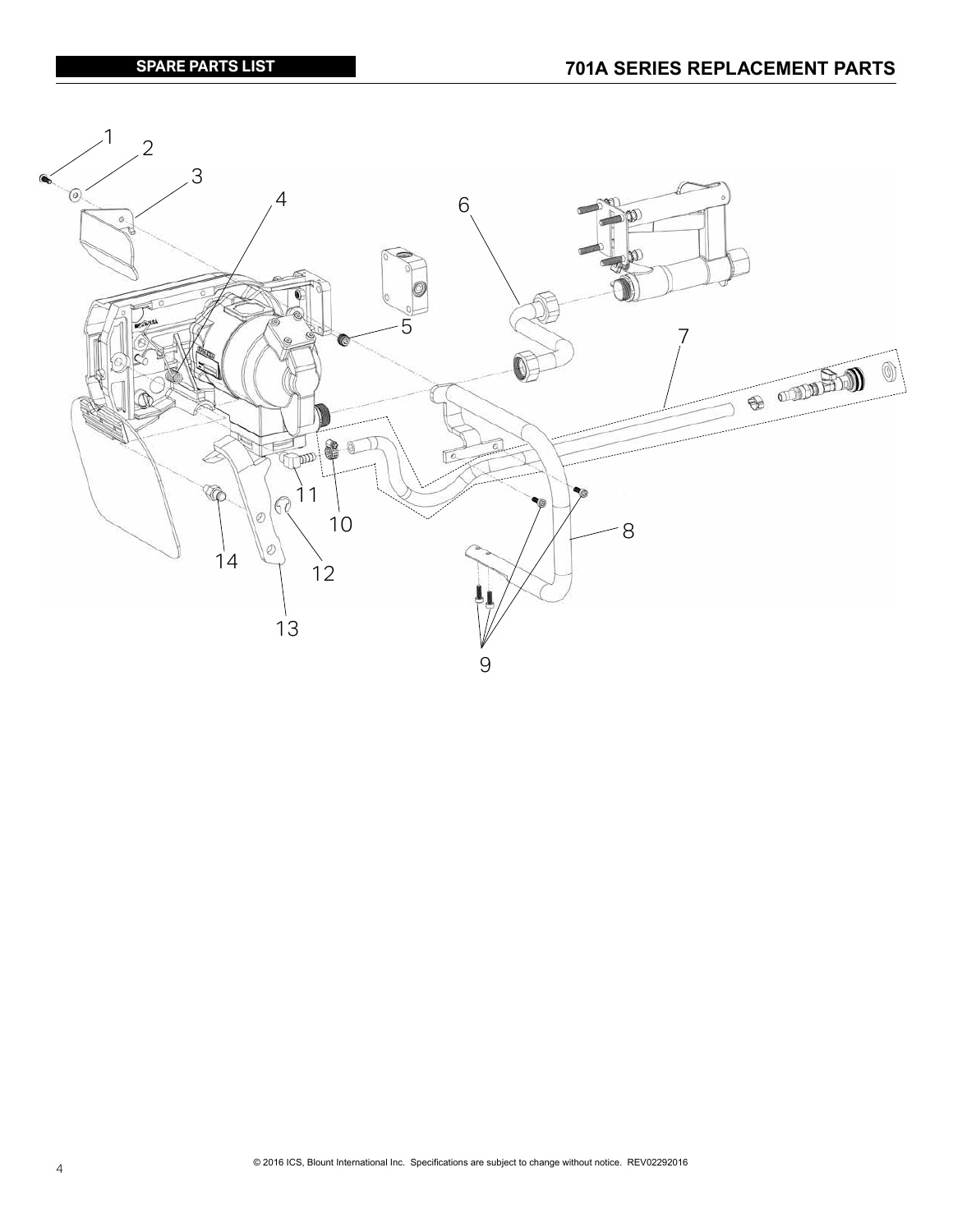**SPARE PARTS LIST**

## 701A SERIES REPLACEMENT PARTS

1
2
3
4
5
6
7
8
9
10
11
12
13
14

© 2016 ICS, Blount International Inc. Specifications are subject to change without notice. REV02292016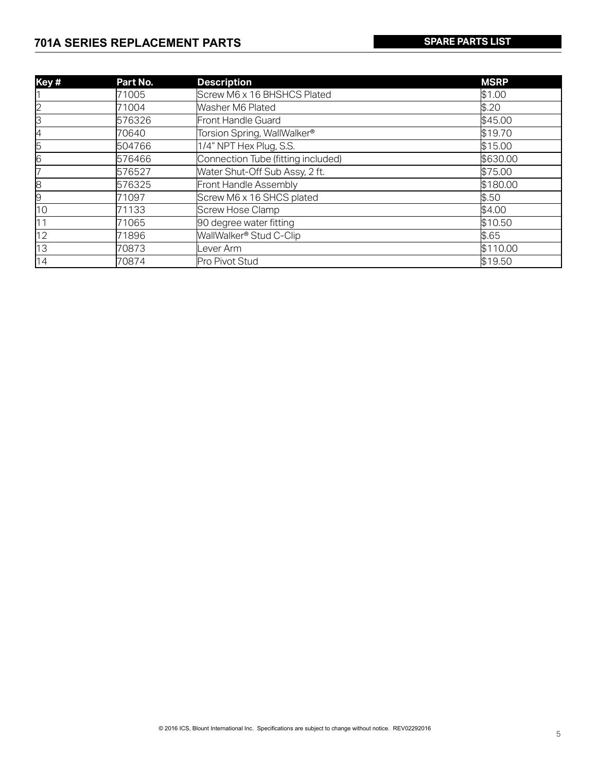## 701A SERIES REPLACEMENT PARTS

**SPARE PARTS LIST**

| Key # | Part No. | Description | MSRP |
| --- | --- | --- | --- |
| 1 | 71005 | Screw M6 x 16 BHSHCS Plated | $1.00 |
| 2 | 71004 | Washer M6 Plated | $.20 |
| 3 | 576326 | Front Handle Guard | $45.00 |
| 4 | 70640 | Torsion Spring, WallWalker® | $19.70 |
| 5 | 504766 | 1/4" NPT Hex Plug, S.S. | $15.00 |
| 6 | 576466 | Connection Tube (fitting included) | $630.00 |
| 7 | 576527 | Water Shut-Off Sub Assy, 2 ft. | $75.00 |
| 8 | 576325 | Front Handle Assembly | $180.00 |
| 9 | 71097 | Screw M6 x 16 SHCS plated | $.50 |
| 10 | 71133 | Screw Hose Clamp | $4.00 |
| 11 | 71065 | 90 degree water fitting | $10.50 |
| 12 | 71896 | WallWalker® Stud C-Clip | $.65 |
| 13 | 70873 | Lever Arm | $110.00 |
| 14 | 70874 | Pro Pivot Stud | $19.50 |

© 2016 ICS, Blount International Inc. Specifications are subject to change without notice. REV02292016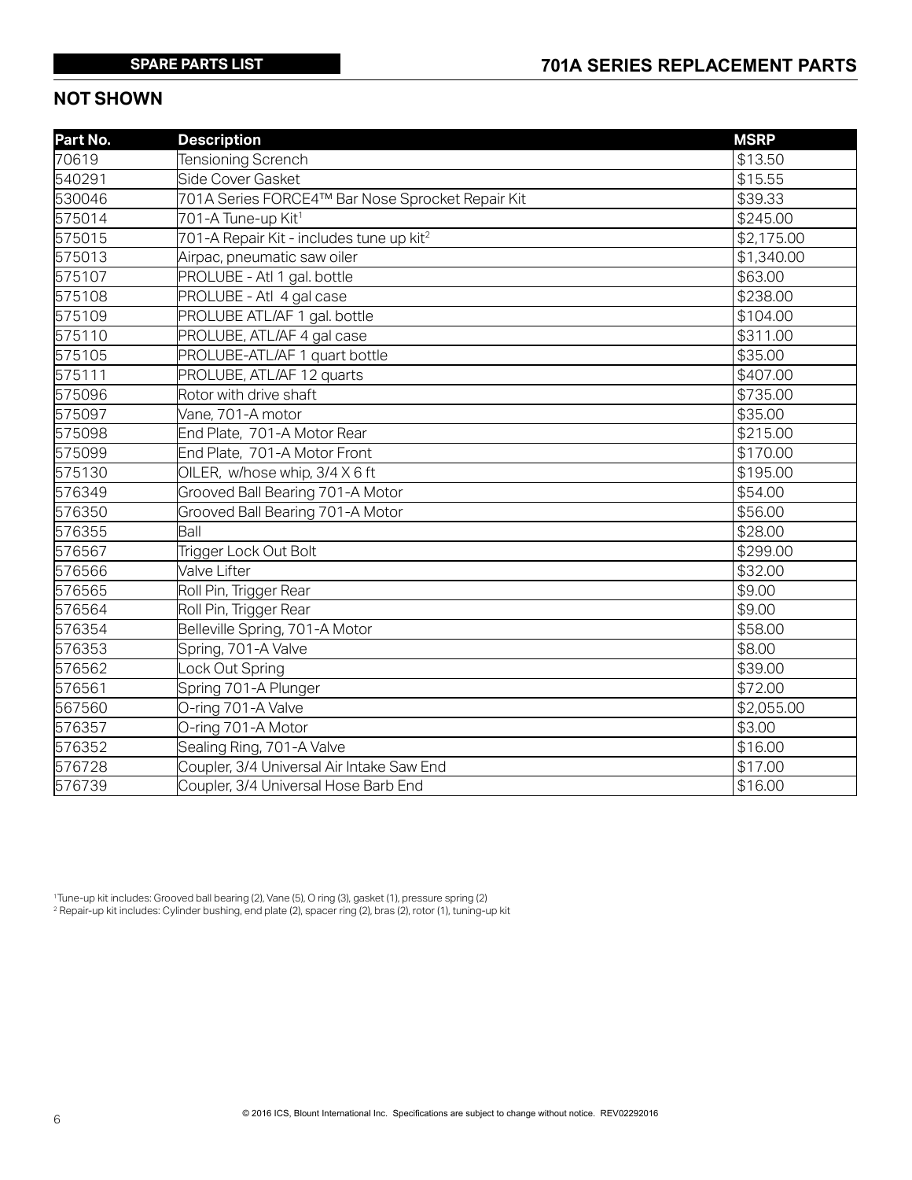SPARE PARTS LIST

## 701A SERIES REPLACEMENT PARTS

### NOT SHOWN

| Part No. | Description | MSRP |
|---|---|---|
| 70619 | Tensioning Scrench | $13.50 |
| 540291 | Side Cover Gasket | $15.55 |
| 530046 | 701A Series FORCE4™ Bar Nose Sprocket Repair Kit | $39.33 |
| 575014 | 701-A Tune-up Kit[1] | $245.00 |
| 575015 | 701-A Repair Kit - includes tune up kit[2] | $2,175.00 |
| 575013 | Airpac, pneumatic saw oiler | $1,340.00 |
| 575107 | PROLUBE - Atl 1 gal. bottle | $63.00 |
| 575108 | PROLUBE - Atl 4 gal case | $238.00 |
| 575109 | PROLUBE ATL/AF 1 gal. bottle | $104.00 |
| 575110 | PROLUBE, ATL/AF 4 gal case | $311.00 |
| 575105 | PROLUBE-ATL/AF 1 quart bottle | $35.00 |
| 575111 | PROLUBE, ATL/AF 12 quarts | $407.00 |
| 575096 | Rotor with drive shaft | $735.00 |
| 575097 | Vane, 701-A motor | $35.00 |
| 575098 | End Plate, 701-A Motor Rear | $215.00 |
| 575099 | End Plate, 701-A Motor Front | $170.00 |
| 575130 | OILER, w/hose whip, 3/4 X 6 ft | $195.00 |
| 576349 | Grooved Ball Bearing 701-A Motor | $54.00 |
| 576350 | Grooved Ball Bearing 701-A Motor | $56.00 |
| 576355 | Ball | $28.00 |
| 576567 | Trigger Lock Out Bolt | $299.00 |
| 576566 | Valve Lifter | $32.00 |
| 576565 | Roll Pin, Trigger Rear | $9.00 |
| 576564 | Roll Pin, Trigger Rear | $9.00 |
| 576354 | Belleville Spring, 701-A Motor | $58.00 |
| 576353 | Spring, 701-A Valve | $8.00 |
| 576562 | Lock Out Spring | $39.00 |
| 576561 | Spring 701-A Plunger | $72.00 |
| 567560 | O-ring 701-A Valve | $2,055.00 |
| 576357 | O-ring 701-A Motor | $3.00 |
| 576352 | Sealing Ring, 701-A Valve | $16.00 |
| 576728 | Coupler, 3/4 Universal Air Intake Saw End | $17.00 |
| 576739 | Coupler, 3/4 Universal Hose Barb End | $16.00 |

[1] Tune-up kit includes: Grooved ball bearing (2), Vane (5), O ring (3), gasket (1), pressure spring (2)

[2] Repair-up kit includes: Cylinder bushing, end plate (2), spacer ring (2), bras (2), rotor (1), tuning-up kit

© 2016 ICS, Blount International Inc. Specifications are subject to change without notice. REV02292016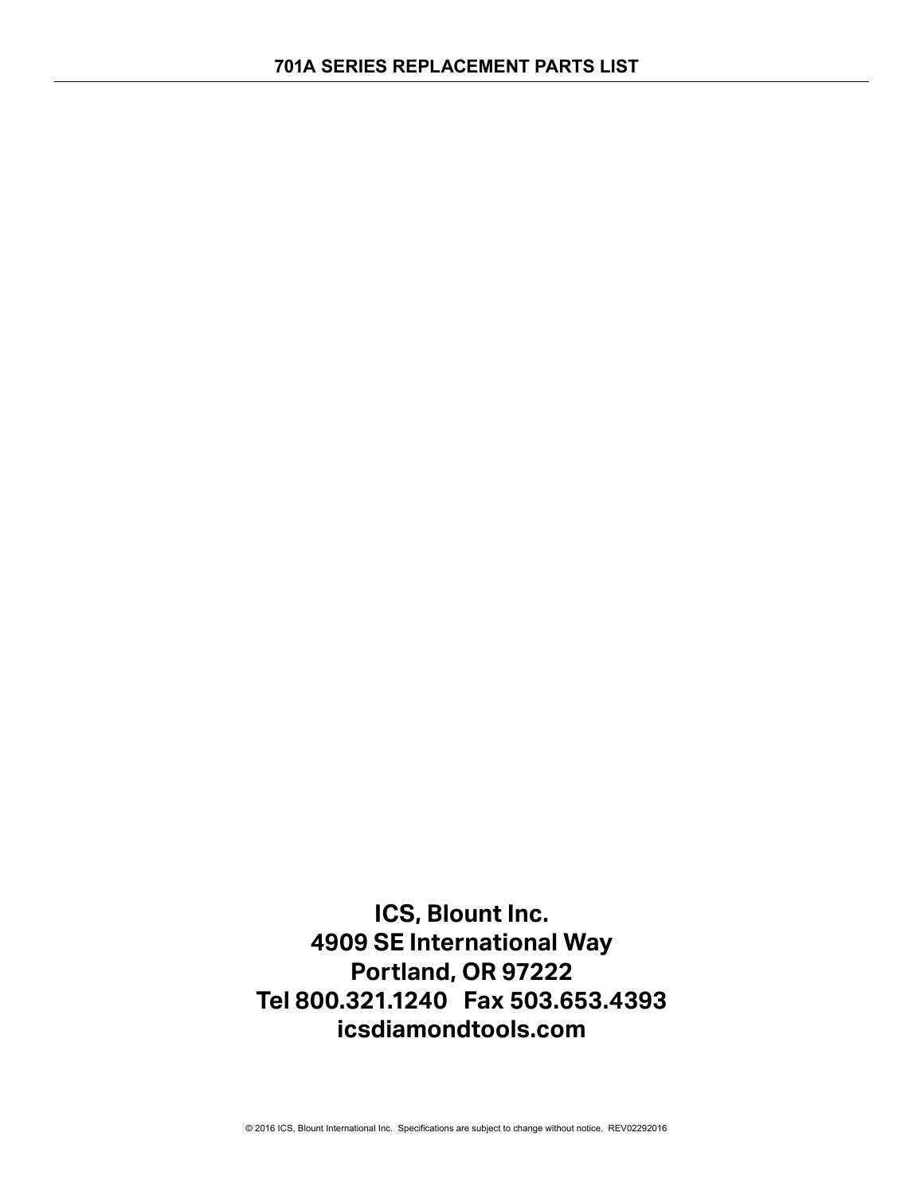**ICS, Blount Inc.**
**4909 SE International Way**
**Portland, OR 97222**
**Tel 800.321.1240   Fax 503.653.4393**
**icsdiamondtools.com**

© 2016 ICS, Blount International Inc.  Specifications are subject to change without notice.  REV02292016